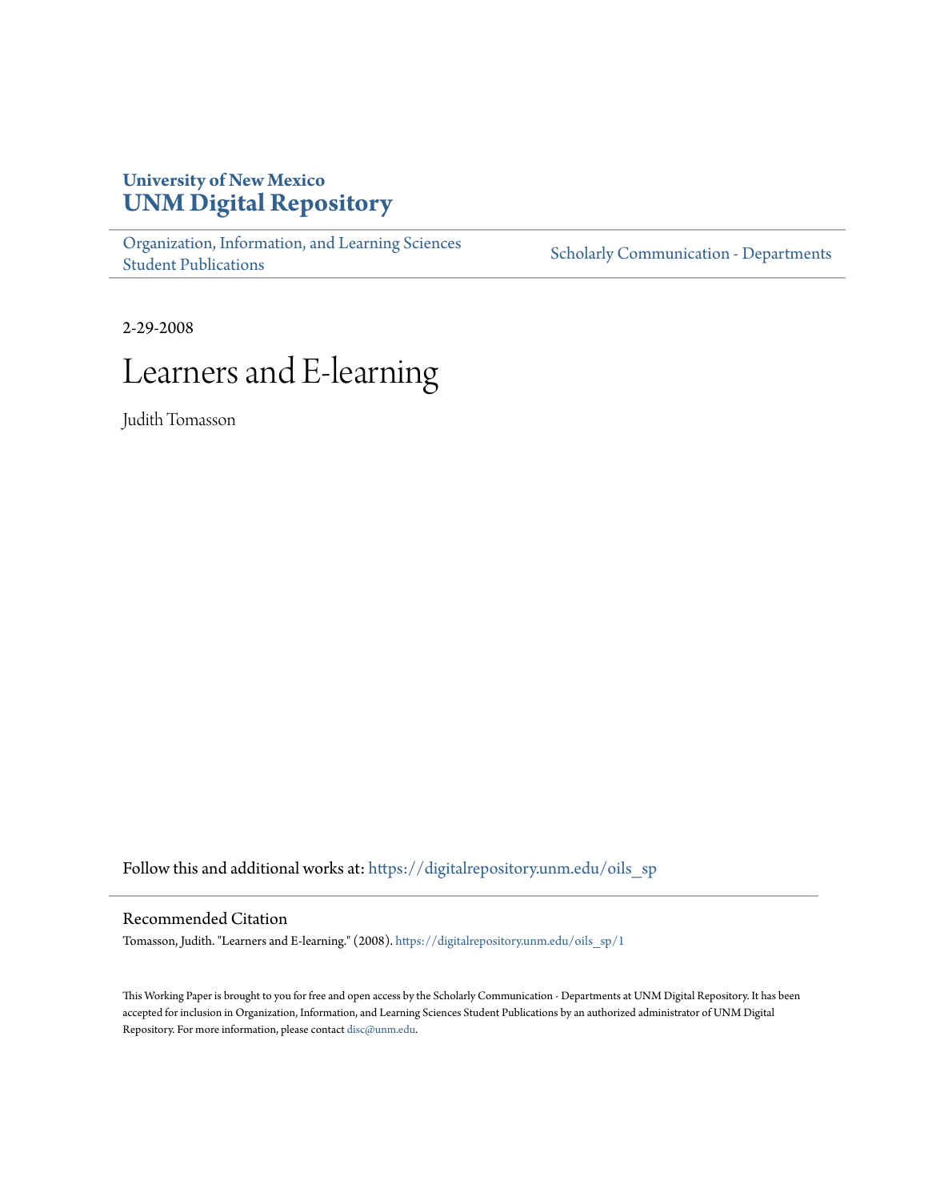University of New Mexico
**UNM Digital Repository**

Organization, Information, and Learning Sciences Student Publications

Scholarly Communication - Departments

2-29-2008

# Learners and E-learning

Judith Tomasson

Follow this and additional works at: https://digitalrepository.unm.edu/oils_sp

## Recommended Citation

Tomasson, Judith. "Learners and E-learning." (2008). https://digitalrepository.unm.edu/oils_sp/1

This Working Paper is brought to you for free and open access by the Scholarly Communication - Departments at UNM Digital Repository. It has been accepted for inclusion in Organization, Information, and Learning Sciences Student Publications by an authorized administrator of UNM Digital Repository. For more information, please contact disc@unm.edu.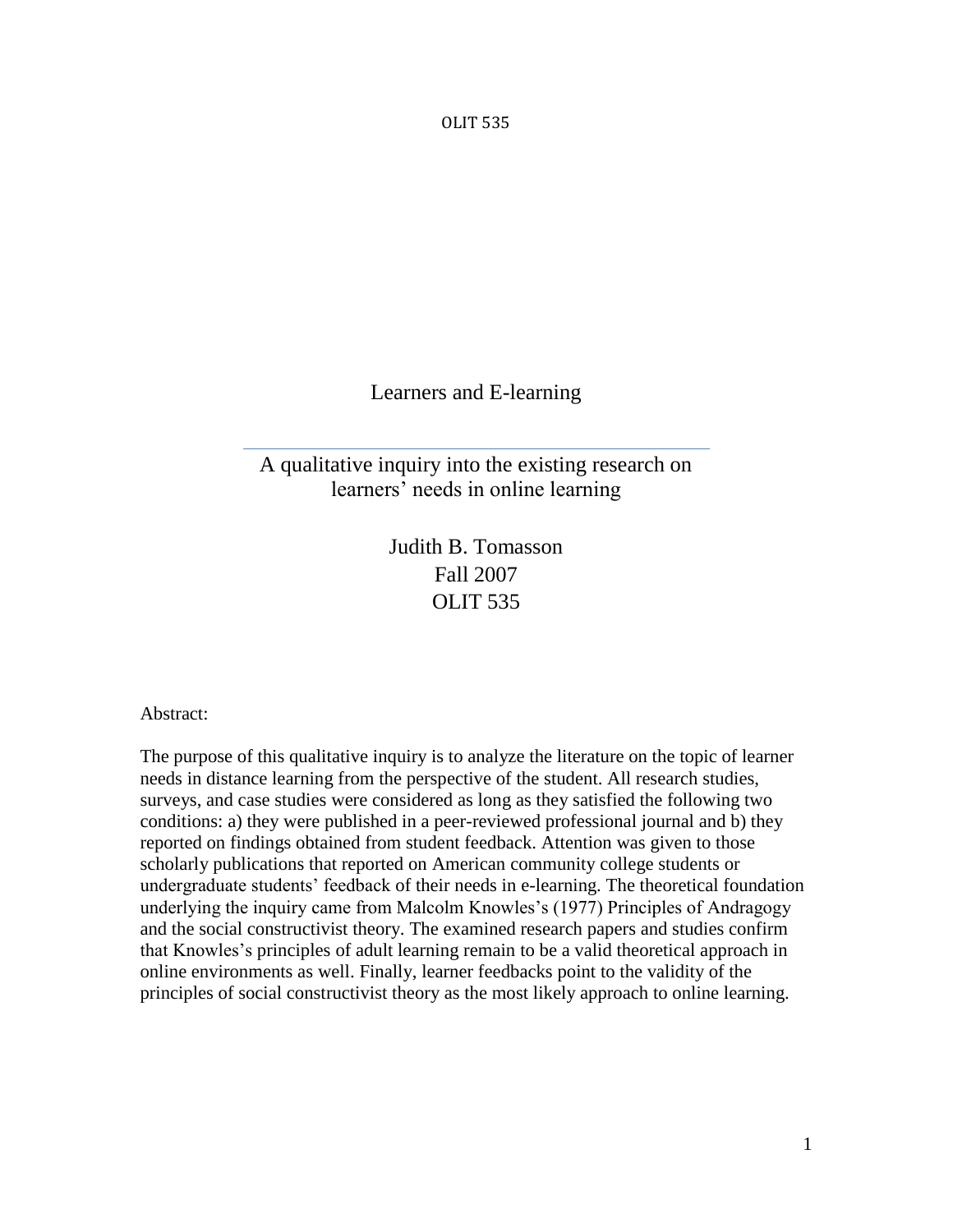# Learners and E-learning

## A qualitative inquiry into the existing research on learners' needs in online learning

Judith B. Tomasson
Fall 2007
OLIT 535

Abstract:

The purpose of this qualitative inquiry is to analyze the literature on the topic of learner needs in distance learning from the perspective of the student. All research studies, surveys, and case studies were considered as long as they satisfied the following two conditions: a) they were published in a peer-reviewed professional journal and b) they reported on findings obtained from student feedback. Attention was given to those scholarly publications that reported on American community college students or undergraduate students' feedback of their needs in e-learning. The theoretical foundation underlying the inquiry came from Malcolm Knowles's (1977) Principles of Andragogy and the social constructivist theory. The examined research papers and studies confirm that Knowles's principles of adult learning remain to be a valid theoretical approach in online environments as well. Finally, learner feedbacks point to the validity of the principles of social constructivist theory as the most likely approach to online learning.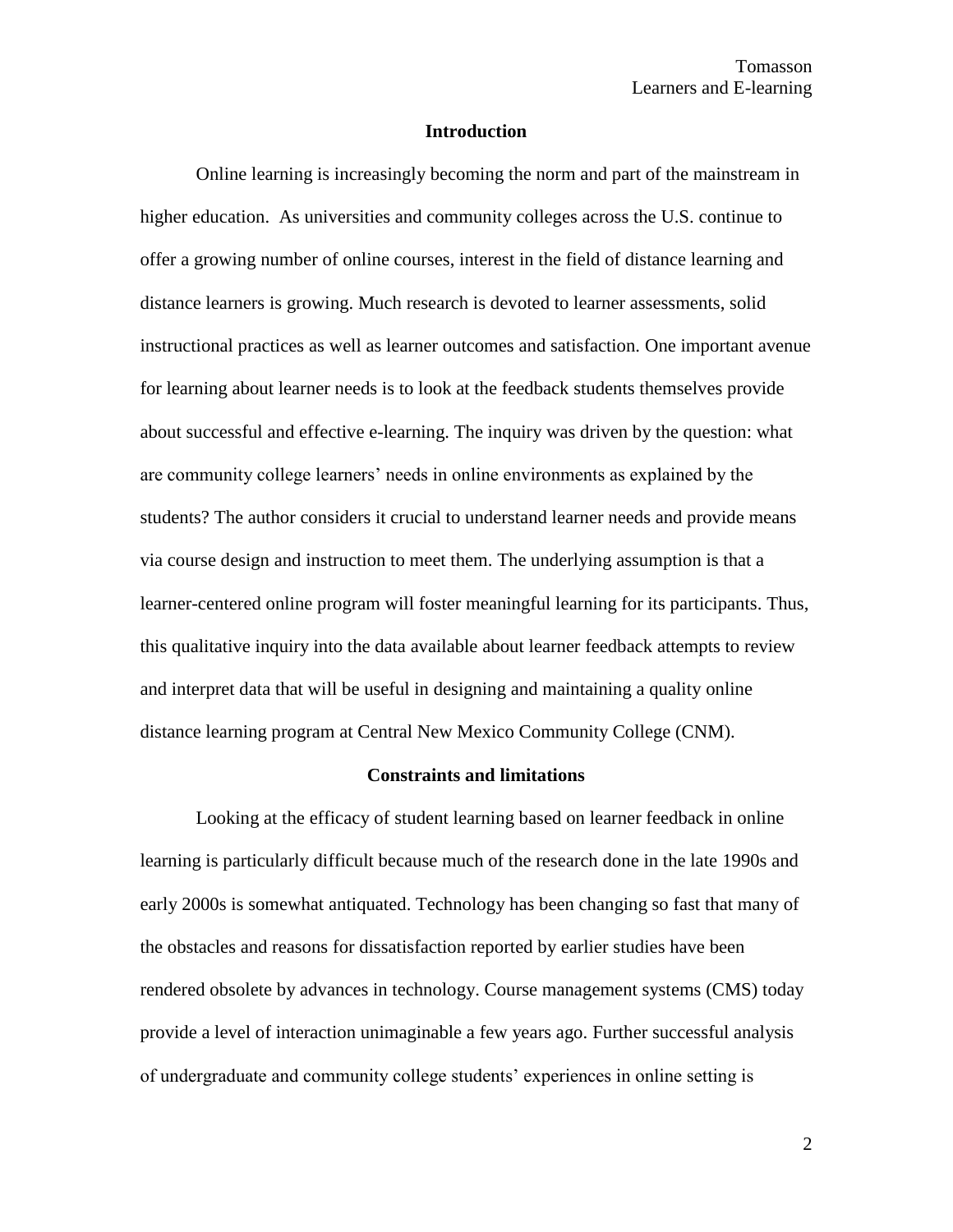## Introduction

Online learning is increasingly becoming the norm and part of the mainstream in higher education. As universities and community colleges across the U.S. continue to offer a growing number of online courses, interest in the field of distance learning and distance learners is growing. Much research is devoted to learner assessments, solid instructional practices as well as learner outcomes and satisfaction. One important avenue for learning about learner needs is to look at the feedback students themselves provide about successful and effective e-learning. The inquiry was driven by the question: what are community college learners' needs in online environments as explained by the students? The author considers it crucial to understand learner needs and provide means via course design and instruction to meet them. The underlying assumption is that a learner-centered online program will foster meaningful learning for its participants. Thus, this qualitative inquiry into the data available about learner feedback attempts to review and interpret data that will be useful in designing and maintaining a quality online distance learning program at Central New Mexico Community College (CNM).

## Constraints and limitations

Looking at the efficacy of student learning based on learner feedback in online learning is particularly difficult because much of the research done in the late 1990s and early 2000s is somewhat antiquated. Technology has been changing so fast that many of the obstacles and reasons for dissatisfaction reported by earlier studies have been rendered obsolete by advances in technology. Course management systems (CMS) today provide a level of interaction unimaginable a few years ago. Further successful analysis of undergraduate and community college students' experiences in online setting is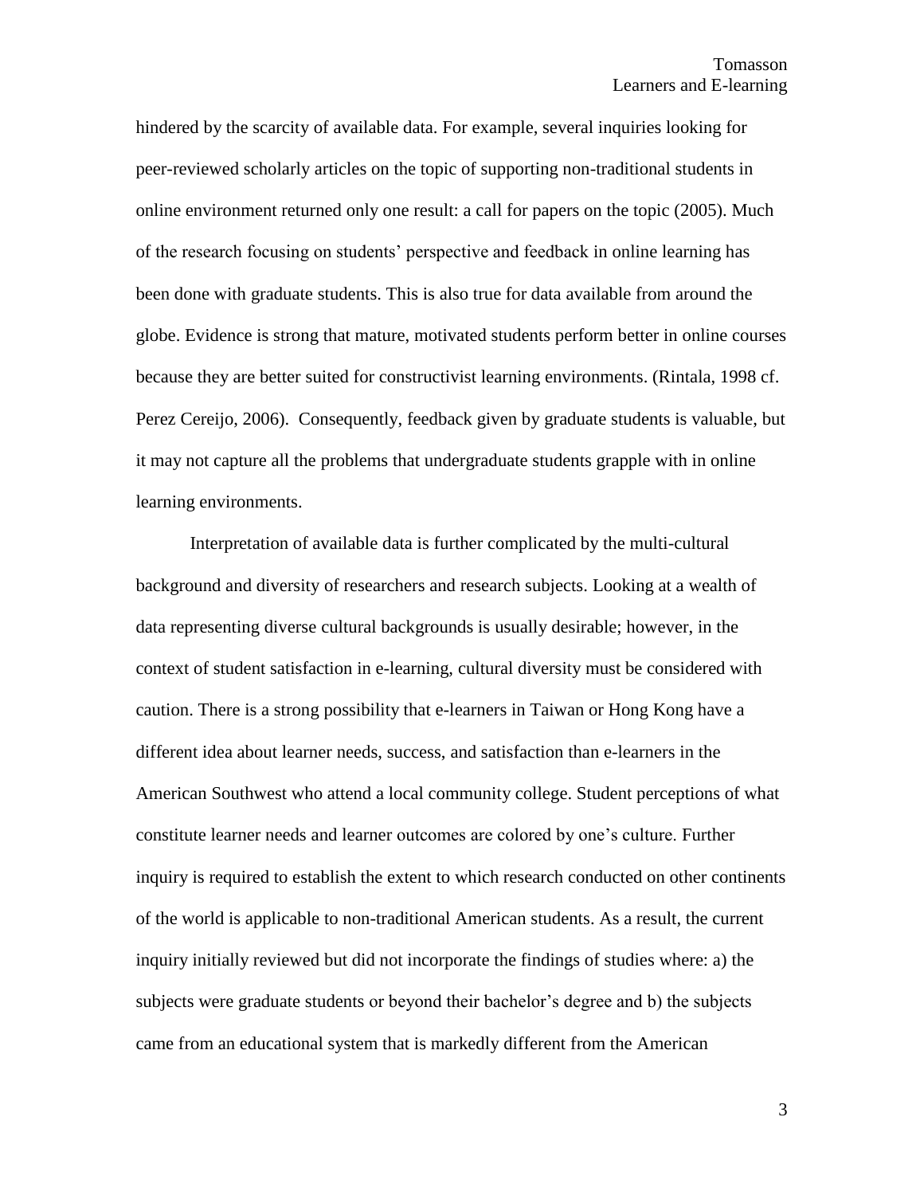hindered by the scarcity of available data. For example, several inquiries looking for peer-reviewed scholarly articles on the topic of supporting non-traditional students in online environment returned only one result: a call for papers on the topic (2005). Much of the research focusing on students' perspective and feedback in online learning has been done with graduate students. This is also true for data available from around the globe. Evidence is strong that mature, motivated students perform better in online courses because they are better suited for constructivist learning environments. (Rintala, 1998 cf. Perez Cereijo, 2006). Consequently, feedback given by graduate students is valuable, but it may not capture all the problems that undergraduate students grapple with in online learning environments.

Interpretation of available data is further complicated by the multi-cultural background and diversity of researchers and research subjects. Looking at a wealth of data representing diverse cultural backgrounds is usually desirable; however, in the context of student satisfaction in e-learning, cultural diversity must be considered with caution. There is a strong possibility that e-learners in Taiwan or Hong Kong have a different idea about learner needs, success, and satisfaction than e-learners in the American Southwest who attend a local community college. Student perceptions of what constitute learner needs and learner outcomes are colored by one's culture. Further inquiry is required to establish the extent to which research conducted on other continents of the world is applicable to non-traditional American students. As a result, the current inquiry initially reviewed but did not incorporate the findings of studies where: a) the subjects were graduate students or beyond their bachelor's degree and b) the subjects came from an educational system that is markedly different from the American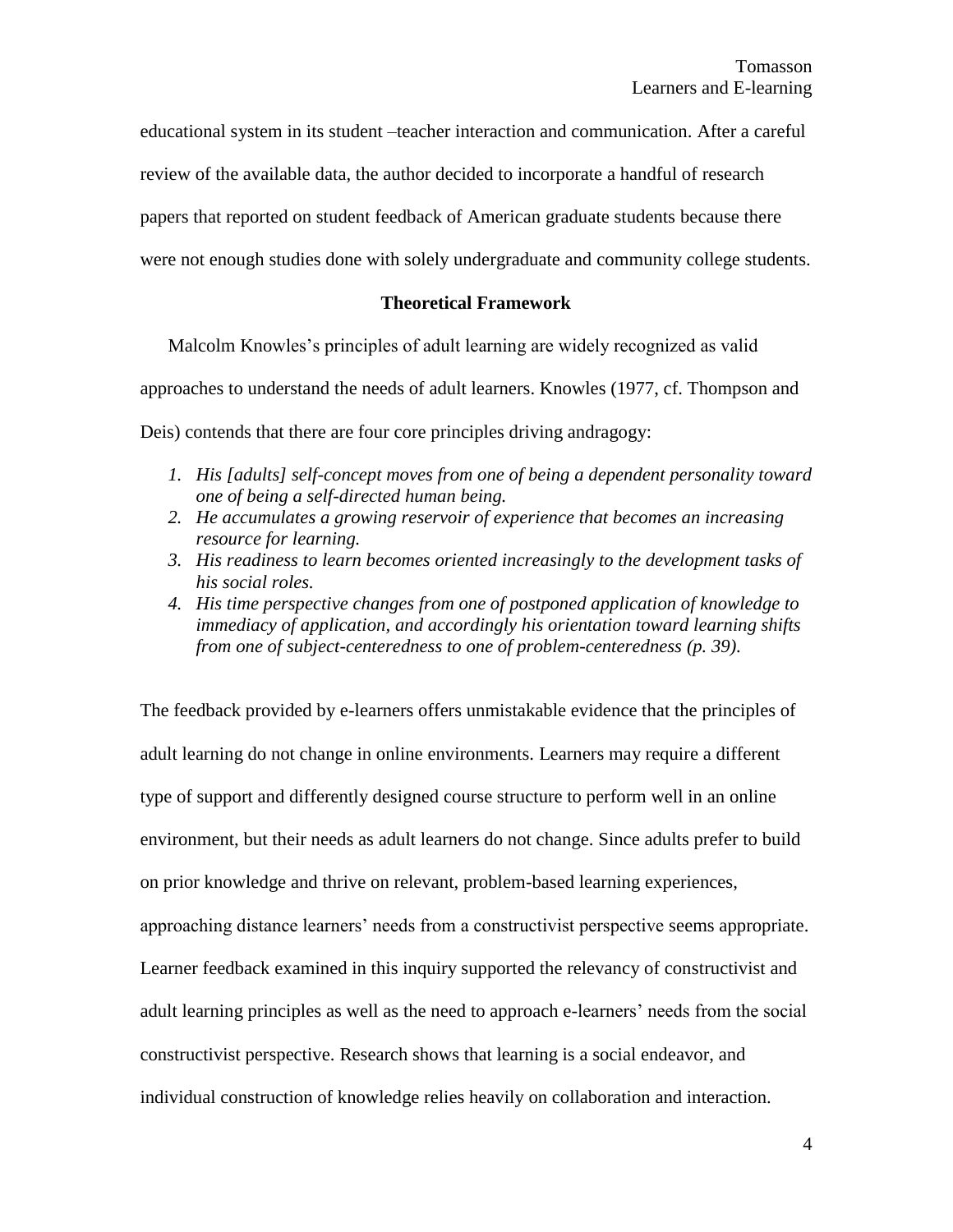educational system in its student –teacher interaction and communication. After a careful review of the available data, the author decided to incorporate a handful of research papers that reported on student feedback of American graduate students because there were not enough studies done with solely undergraduate and community college students.

## Theoretical Framework

Malcolm Knowles's principles of adult learning are widely recognized as valid approaches to understand the needs of adult learners. Knowles (1977, cf. Thompson and Deis) contends that there are four core principles driving andragogy:

1. *His [adults] self-concept moves from one of being a dependent personality toward one of being a self-directed human being.*
2. *He accumulates a growing reservoir of experience that becomes an increasing resource for learning.*
3. *His readiness to learn becomes oriented increasingly to the development tasks of his social roles.*
4. *His time perspective changes from one of postponed application of knowledge to immediacy of application, and accordingly his orientation toward learning shifts from one of subject-centeredness to one of problem-centeredness (p. 39).*

The feedback provided by e-learners offers unmistakable evidence that the principles of adult learning do not change in online environments. Learners may require a different type of support and differently designed course structure to perform well in an online environment, but their needs as adult learners do not change. Since adults prefer to build on prior knowledge and thrive on relevant, problem-based learning experiences, approaching distance learners' needs from a constructivist perspective seems appropriate. Learner feedback examined in this inquiry supported the relevancy of constructivist and adult learning principles as well as the need to approach e-learners' needs from the social constructivist perspective. Research shows that learning is a social endeavor, and individual construction of knowledge relies heavily on collaboration and interaction.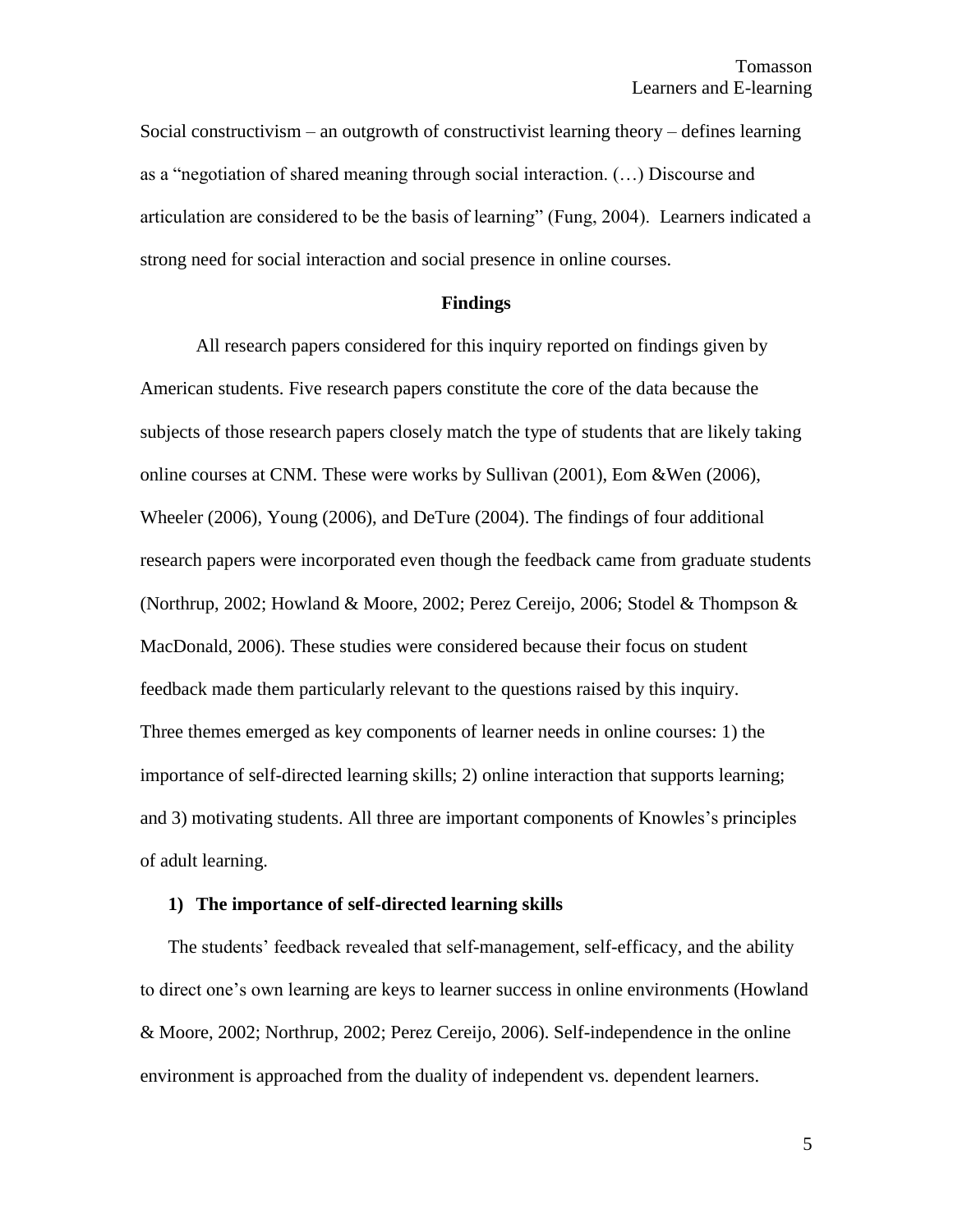Social constructivism – an outgrowth of constructivist learning theory – defines learning as a "negotiation of shared meaning through social interaction. (…) Discourse and articulation are considered to be the basis of learning" (Fung, 2004). Learners indicated a strong need for social interaction and social presence in online courses.

## Findings

All research papers considered for this inquiry reported on findings given by American students. Five research papers constitute the core of the data because the subjects of those research papers closely match the type of students that are likely taking online courses at CNM. These were works by Sullivan (2001), Eom &Wen (2006), Wheeler (2006), Young (2006), and DeTure (2004). The findings of four additional research papers were incorporated even though the feedback came from graduate students (Northrup, 2002; Howland & Moore, 2002; Perez Cereijo, 2006; Stodel & Thompson & MacDonald, 2006). These studies were considered because their focus on student feedback made them particularly relevant to the questions raised by this inquiry.

Three themes emerged as key components of learner needs in online courses: 1) the importance of self-directed learning skills; 2) online interaction that supports learning; and 3) motivating students. All three are important components of Knowles's principles of adult learning.

### 1) The importance of self-directed learning skills

The students' feedback revealed that self-management, self-efficacy, and the ability to direct one's own learning are keys to learner success in online environments (Howland & Moore, 2002; Northrup, 2002; Perez Cereijo, 2006). Self-independence in the online environment is approached from the duality of independent vs. dependent learners.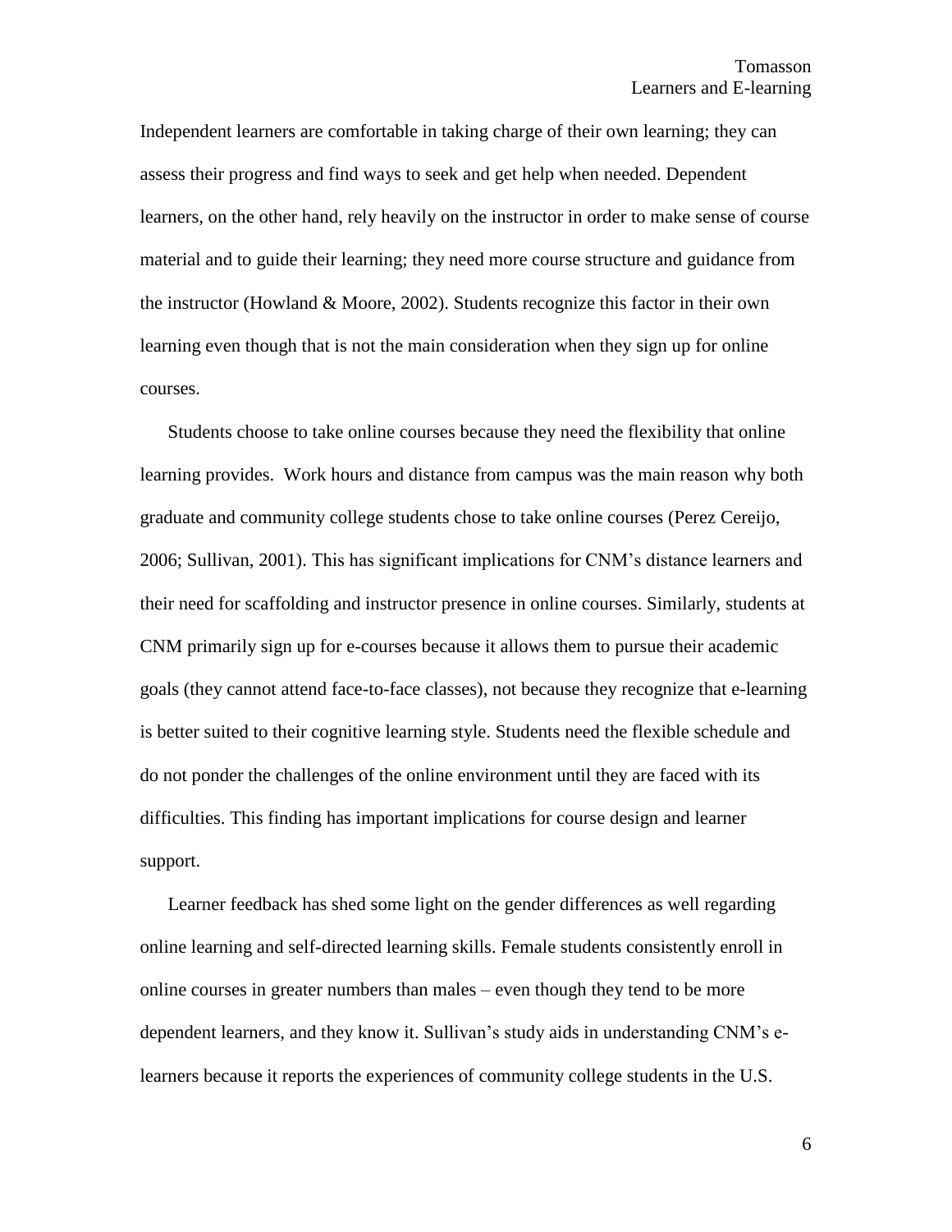Independent learners are comfortable in taking charge of their own learning; they can assess their progress and find ways to seek and get help when needed. Dependent learners, on the other hand, rely heavily on the instructor in order to make sense of course material and to guide their learning; they need more course structure and guidance from the instructor (Howland & Moore, 2002). Students recognize this factor in their own learning even though that is not the main consideration when they sign up for online courses.

Students choose to take online courses because they need the flexibility that online learning provides. Work hours and distance from campus was the main reason why both graduate and community college students chose to take online courses (Perez Cereijo, 2006; Sullivan, 2001). This has significant implications for CNM's distance learners and their need for scaffolding and instructor presence in online courses. Similarly, students at CNM primarily sign up for e-courses because it allows them to pursue their academic goals (they cannot attend face-to-face classes), not because they recognize that e-learning is better suited to their cognitive learning style. Students need the flexible schedule and do not ponder the challenges of the online environment until they are faced with its difficulties. This finding has important implications for course design and learner support.

Learner feedback has shed some light on the gender differences as well regarding online learning and self-directed learning skills. Female students consistently enroll in online courses in greater numbers than males – even though they tend to be more dependent learners, and they know it. Sullivan's study aids in understanding CNM's e-learners because it reports the experiences of community college students in the U.S.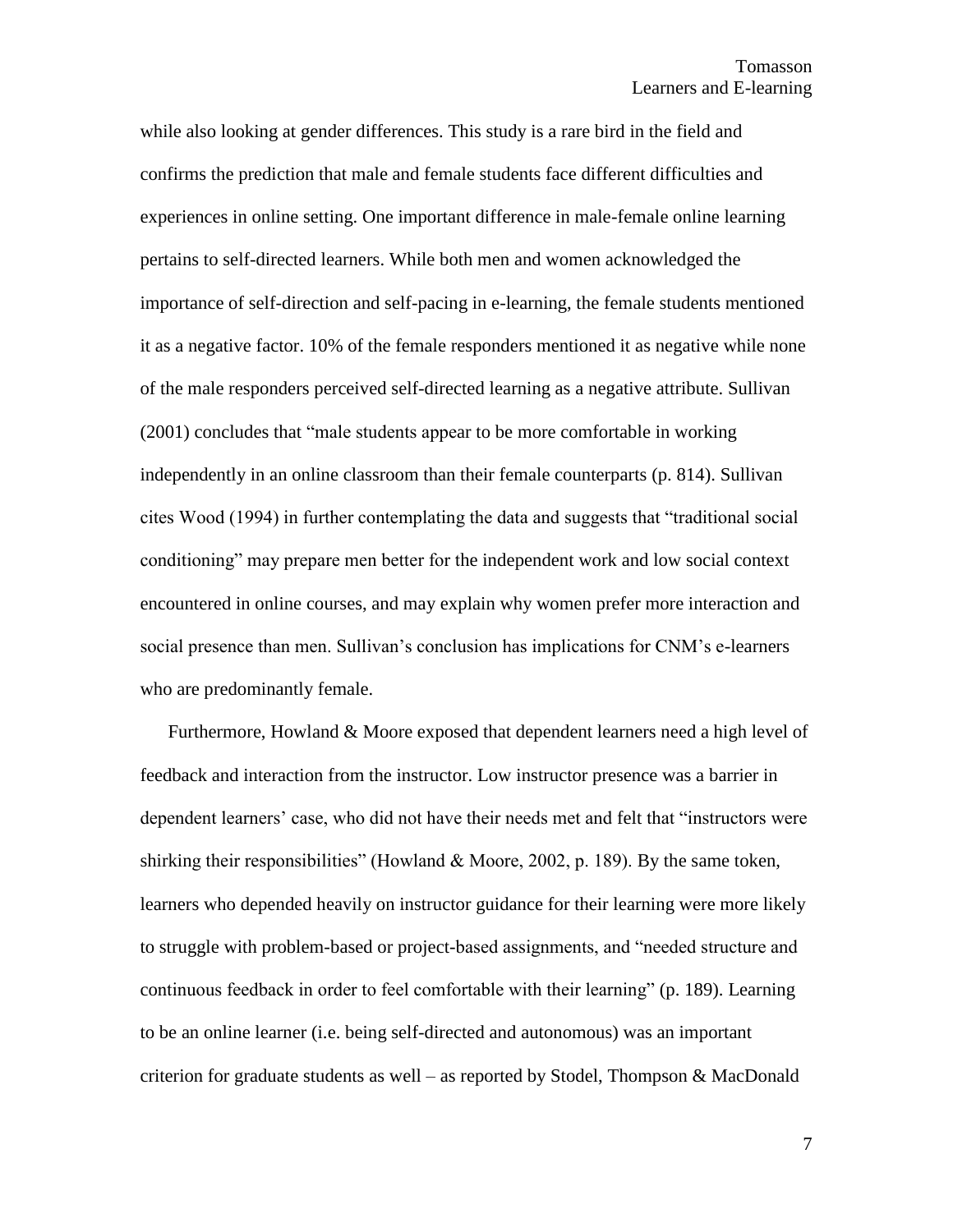while also looking at gender differences. This study is a rare bird in the field and confirms the prediction that male and female students face different difficulties and experiences in online setting. One important difference in male-female online learning pertains to self-directed learners. While both men and women acknowledged the importance of self-direction and self-pacing in e-learning, the female students mentioned it as a negative factor. 10% of the female responders mentioned it as negative while none of the male responders perceived self-directed learning as a negative attribute. Sullivan (2001) concludes that "male students appear to be more comfortable in working independently in an online classroom than their female counterparts (p. 814). Sullivan cites Wood (1994) in further contemplating the data and suggests that "traditional social conditioning" may prepare men better for the independent work and low social context encountered in online courses, and may explain why women prefer more interaction and social presence than men. Sullivan's conclusion has implications for CNM's e-learners who are predominantly female.

Furthermore, Howland & Moore exposed that dependent learners need a high level of feedback and interaction from the instructor. Low instructor presence was a barrier in dependent learners' case, who did not have their needs met and felt that "instructors were shirking their responsibilities" (Howland & Moore, 2002, p. 189). By the same token, learners who depended heavily on instructor guidance for their learning were more likely to struggle with problem-based or project-based assignments, and "needed structure and continuous feedback in order to feel comfortable with their learning" (p. 189). Learning to be an online learner (i.e. being self-directed and autonomous) was an important criterion for graduate students as well – as reported by Stodel, Thompson & MacDonald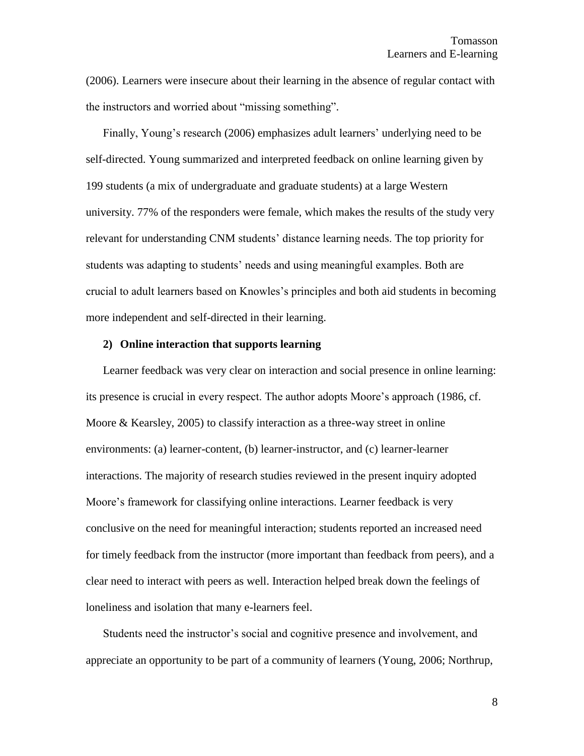(2006). Learners were insecure about their learning in the absence of regular contact with the instructors and worried about "missing something".

Finally, Young's research (2006) emphasizes adult learners' underlying need to be self-directed. Young summarized and interpreted feedback on online learning given by 199 students (a mix of undergraduate and graduate students) at a large Western university. 77% of the responders were female, which makes the results of the study very relevant for understanding CNM students' distance learning needs. The top priority for students was adapting to students' needs and using meaningful examples. Both are crucial to adult learners based on Knowles's principles and both aid students in becoming more independent and self-directed in their learning.

**2) Online interaction that supports learning**

Learner feedback was very clear on interaction and social presence in online learning: its presence is crucial in every respect. The author adopts Moore's approach (1986, cf. Moore & Kearsley, 2005) to classify interaction as a three-way street in online environments: (a) learner-content, (b) learner-instructor, and (c) learner-learner interactions. The majority of research studies reviewed in the present inquiry adopted Moore's framework for classifying online interactions. Learner feedback is very conclusive on the need for meaningful interaction; students reported an increased need for timely feedback from the instructor (more important than feedback from peers), and a clear need to interact with peers as well. Interaction helped break down the feelings of loneliness and isolation that many e-learners feel.

Students need the instructor's social and cognitive presence and involvement, and appreciate an opportunity to be part of a community of learners (Young, 2006; Northrup,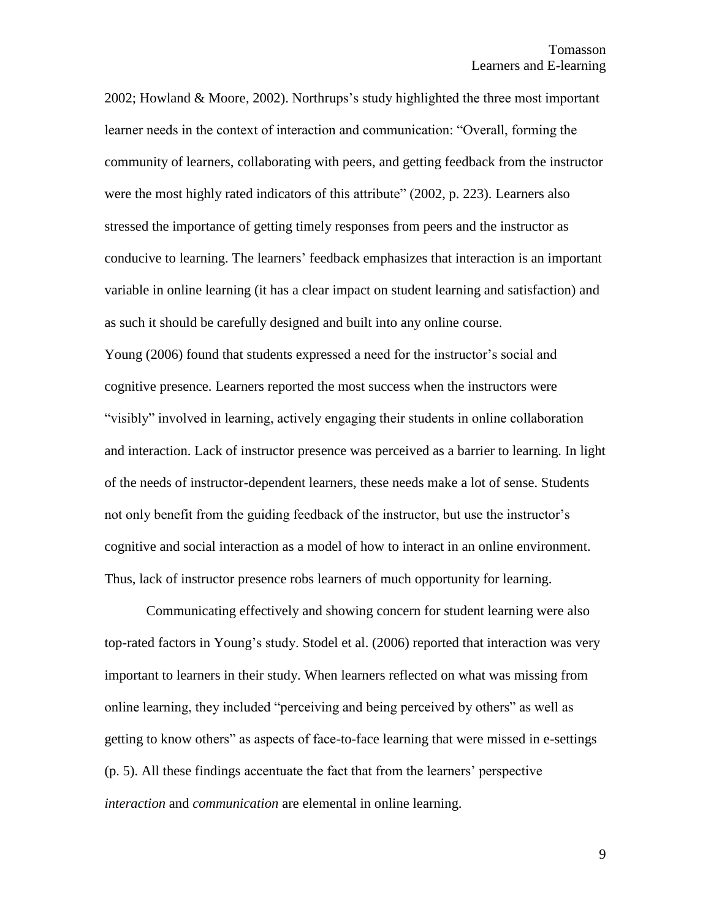2002; Howland & Moore, 2002). Northrups's study highlighted the three most important learner needs in the context of interaction and communication: "Overall, forming the community of learners, collaborating with peers, and getting feedback from the instructor were the most highly rated indicators of this attribute" (2002, p. 223). Learners also stressed the importance of getting timely responses from peers and the instructor as conducive to learning. The learners' feedback emphasizes that interaction is an important variable in online learning (it has a clear impact on student learning and satisfaction) and as such it should be carefully designed and built into any online course.

Young (2006) found that students expressed a need for the instructor's social and cognitive presence. Learners reported the most success when the instructors were "visibly" involved in learning, actively engaging their students in online collaboration and interaction. Lack of instructor presence was perceived as a barrier to learning. In light of the needs of instructor-dependent learners, these needs make a lot of sense. Students not only benefit from the guiding feedback of the instructor, but use the instructor's cognitive and social interaction as a model of how to interact in an online environment. Thus, lack of instructor presence robs learners of much opportunity for learning.

Communicating effectively and showing concern for student learning were also top-rated factors in Young's study. Stodel et al. (2006) reported that interaction was very important to learners in their study. When learners reflected on what was missing from online learning, they included "perceiving and being perceived by others" as well as getting to know others" as aspects of face-to-face learning that were missed in e-settings (p. 5). All these findings accentuate the fact that from the learners' perspective *interaction* and *communication* are elemental in online learning.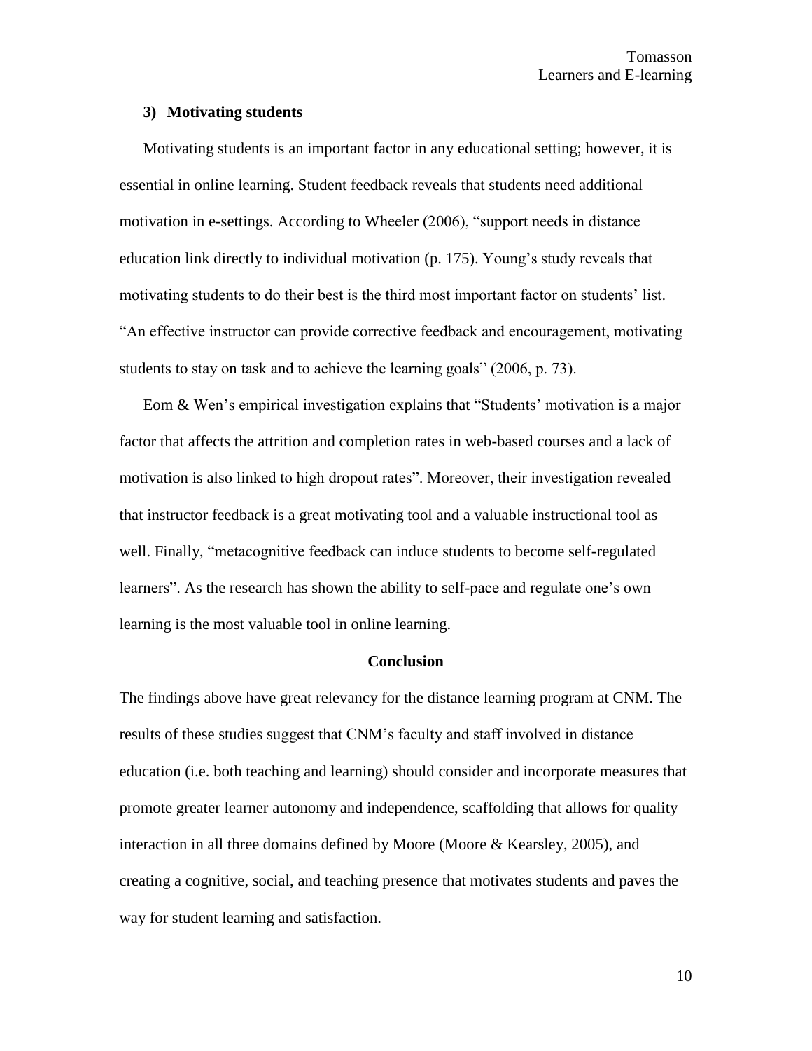### 3) Motivating students

Motivating students is an important factor in any educational setting; however, it is essential in online learning. Student feedback reveals that students need additional motivation in e-settings. According to Wheeler (2006), "support needs in distance education link directly to individual motivation (p. 175). Young's study reveals that motivating students to do their best is the third most important factor on students' list. "An effective instructor can provide corrective feedback and encouragement, motivating students to stay on task and to achieve the learning goals" (2006, p. 73).

Eom & Wen's empirical investigation explains that "Students' motivation is a major factor that affects the attrition and completion rates in web-based courses and a lack of motivation is also linked to high dropout rates". Moreover, their investigation revealed that instructor feedback is a great motivating tool and a valuable instructional tool as well. Finally, "metacognitive feedback can induce students to become self-regulated learners". As the research has shown the ability to self-pace and regulate one's own learning is the most valuable tool in online learning.

## Conclusion

The findings above have great relevancy for the distance learning program at CNM. The results of these studies suggest that CNM's faculty and staff involved in distance education (i.e. both teaching and learning) should consider and incorporate measures that promote greater learner autonomy and independence, scaffolding that allows for quality interaction in all three domains defined by Moore (Moore & Kearsley, 2005), and creating a cognitive, social, and teaching presence that motivates students and paves the way for student learning and satisfaction.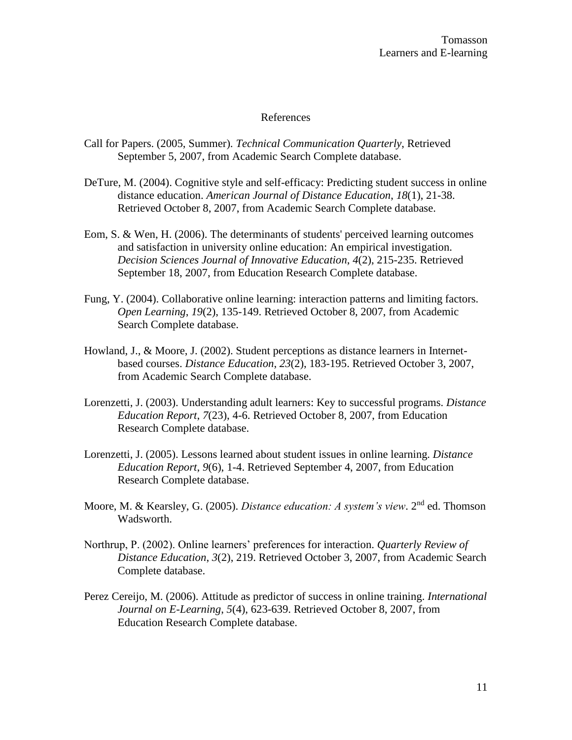# References

Call for Papers. (2005, Summer). *Technical Communication Quarterly*, Retrieved September 5, 2007, from Academic Search Complete database.

DeTure, M. (2004). Cognitive style and self-efficacy: Predicting student success in online distance education. *American Journal of Distance Education*, *18*(1), 21-38. Retrieved October 8, 2007, from Academic Search Complete database.

Eom, S. & Wen, H. (2006). The determinants of students' perceived learning outcomes and satisfaction in university online education: An empirical investigation. *Decision Sciences Journal of Innovative Education*, *4*(2), 215-235. Retrieved September 18, 2007, from Education Research Complete database.

Fung, Y. (2004). Collaborative online learning: interaction patterns and limiting factors. *Open Learning*, *19*(2), 135-149. Retrieved October 8, 2007, from Academic Search Complete database.

Howland, J., & Moore, J. (2002). Student perceptions as distance learners in Internet-based courses. *Distance Education*, *23*(2), 183-195. Retrieved October 3, 2007, from Academic Search Complete database.

Lorenzetti, J. (2003). Understanding adult learners: Key to successful programs. *Distance Education Report*, *7*(23), 4-6. Retrieved October 8, 2007, from Education Research Complete database.

Lorenzetti, J. (2005). Lessons learned about student issues in online learning. *Distance Education Report*, *9*(6), 1-4. Retrieved September 4, 2007, from Education Research Complete database.

Moore, M. & Kearsley, G. (2005). *Distance education: A system's view*. 2nd ed. Thomson Wadsworth.

Northrup, P. (2002). Online learners' preferences for interaction. *Quarterly Review of Distance Education*, *3*(2), 219. Retrieved October 3, 2007, from Academic Search Complete database.

Perez Cereijo, M. (2006). Attitude as predictor of success in online training. *International Journal on E-Learning*, *5*(4), 623-639. Retrieved October 8, 2007, from Education Research Complete database.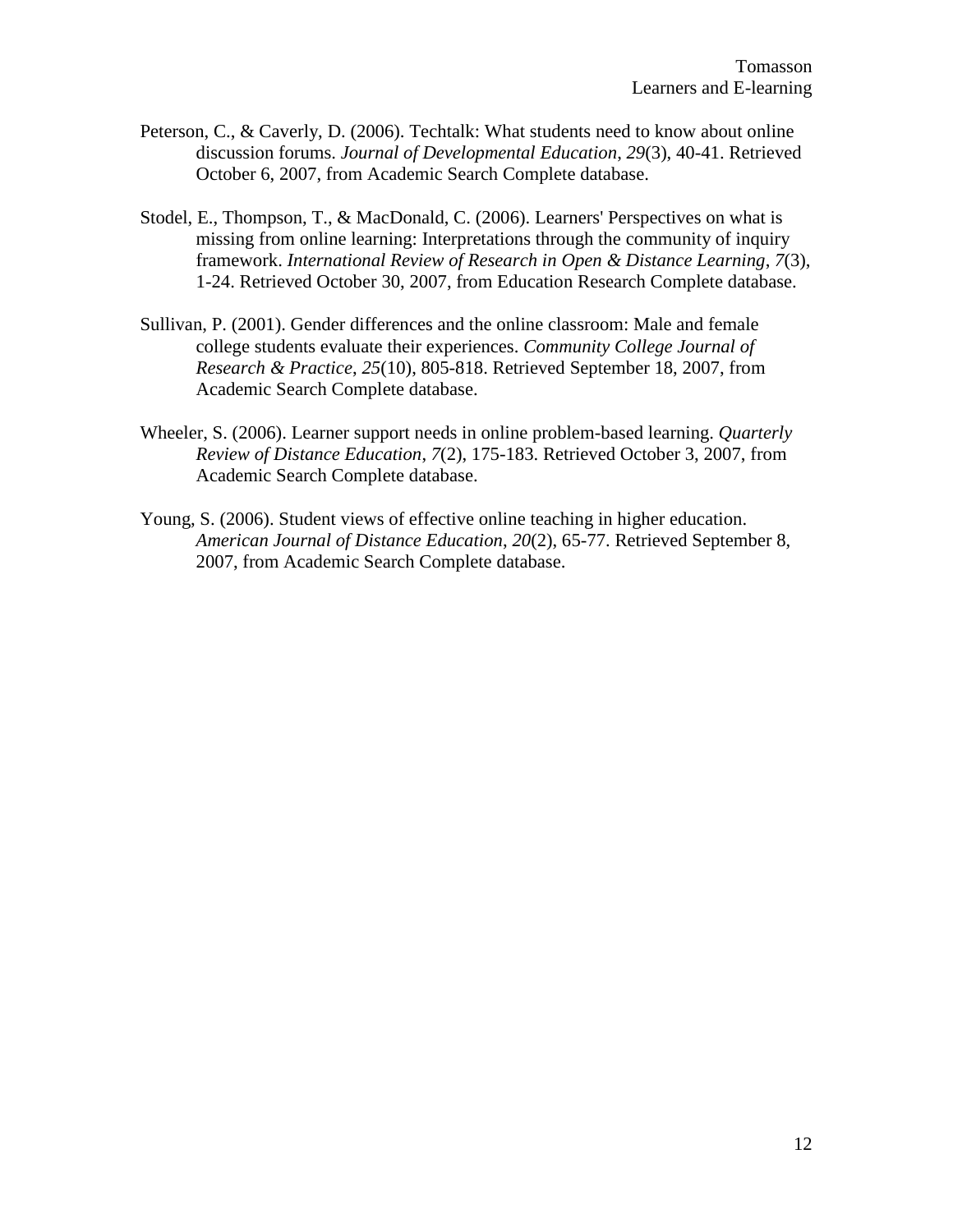Peterson, C., & Caverly, D. (2006). Techtalk: What students need to know about online discussion forums. *Journal of Developmental Education*, *29*(3), 40-41. Retrieved October 6, 2007, from Academic Search Complete database.

Stodel, E., Thompson, T., & MacDonald, C. (2006). Learners' Perspectives on what is missing from online learning: Interpretations through the community of inquiry framework. *International Review of Research in Open & Distance Learning*, *7*(3), 1-24. Retrieved October 30, 2007, from Education Research Complete database.

Sullivan, P. (2001). Gender differences and the online classroom: Male and female college students evaluate their experiences. *Community College Journal of Research & Practice*, *25*(10), 805-818. Retrieved September 18, 2007, from Academic Search Complete database.

Wheeler, S. (2006). Learner support needs in online problem-based learning. *Quarterly Review of Distance Education*, *7*(2), 175-183. Retrieved October 3, 2007, from Academic Search Complete database.

Young, S. (2006). Student views of effective online teaching in higher education. *American Journal of Distance Education*, *20*(2), 65-77. Retrieved September 8, 2007, from Academic Search Complete database.